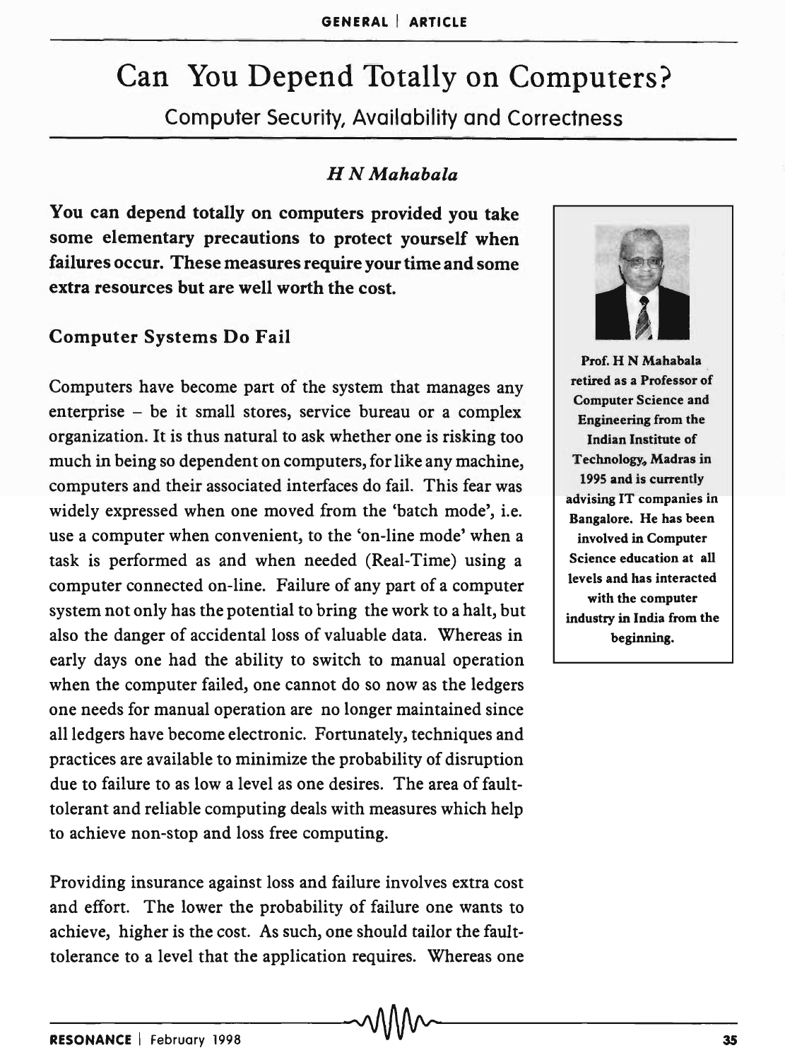# Can You Depend Totally on Computers?

## Computer Security, Availability and Correctness

*H N Mahabala*

**You can depend totally on computers provided you take some elementary precautions to protect yourself when failures occur. These measures require your time and some extra resources but are well worth the cost.**

**Prof. H N Mahabala retired as a Professor of Computer Science and Engineering from the Indian Institute of Technology, Madras in 1995 and is currently advising IT companies in Bangalore. He has been involved in Computer Science education at all levels and has interacted with the computer industry in India from the beginning.**

### Computer Systems Do Fail

Computers have become part of the system that manages any enterprise – be it small stores, service bureau or a complex organization. It is thus natural to ask whether one is risking too much in being so dependent on computers, for like any machine, computers and their associated interfaces do fail. This fear was widely expressed when one moved from the 'batch mode', i.e. use a computer when convenient, to the 'on-line mode' when a task is performed as and when needed (Real-Time) using a computer connected on-line. Failure of any part of a computer system not only has the potential to bring the work to a halt, but also the danger of accidental loss of valuable data. Whereas in early days one had the ability to switch to manual operation when the computer failed, one cannot do so now as the ledgers one needs for manual operation are no longer maintained since all ledgers have become electronic. Fortunately, techniques and practices are available to minimize the probability of disruption due to failure to as low a level as one desires. The area of fault-tolerant and reliable computing deals with measures which help to achieve non-stop and loss free computing.

Providing insurance against loss and failure involves extra cost and effort. The lower the probability of failure one wants to achieve, higher is the cost. As such, one should tailor the fault-tolerance to a level that the application requires. Whereas one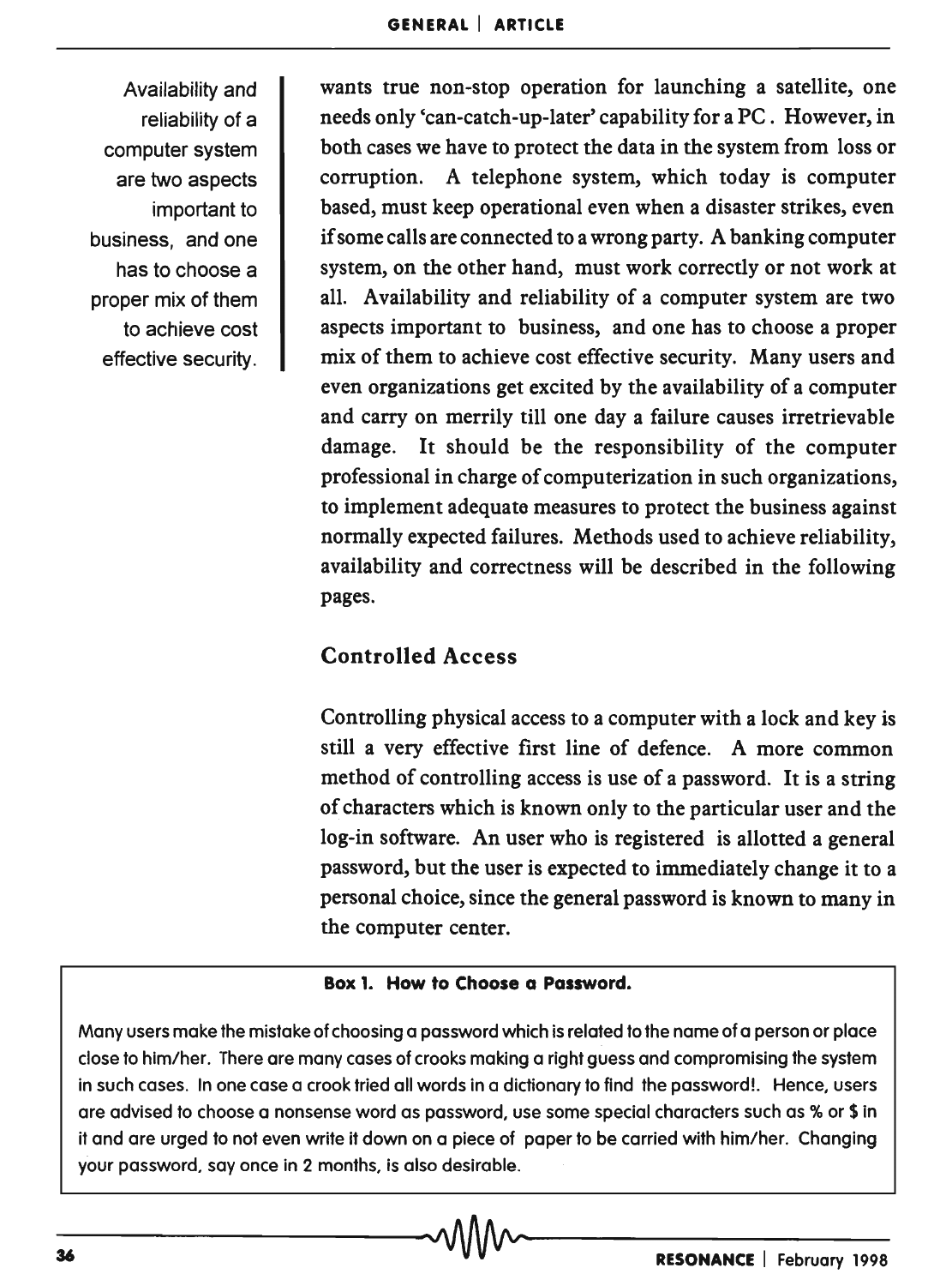Availability and reliability of a computer system are two aspects important to business, and one has to choose a proper mix of them to achieve cost effective security.

wants true non-stop operation for launching a satellite, one needs only 'can-catch-up-later' capability for a PC. However, in both cases we have to protect the data in the system from loss or corruption. A telephone system, which today is computer based, must keep operational even when a disaster strikes, even if some calls are connected to a wrong party. A banking computer system, on the other hand, must work correctly or not work at all. Availability and reliability of a computer system are two aspects important to business, and one has to choose a proper mix of them to achieve cost effective security. Many users and even organizations get excited by the availability of a computer and carry on merrily till one day a failure causes irretrievable damage. It should be the responsibility of the computer professional in charge of computerization in such organizations, to implement adequate measures to protect the business against normally expected failures. Methods used to achieve reliability, availability and correctness will be described in the following pages.

## Controlled Access

Controlling physical access to a computer with a lock and key is still a very effective first line of defence. A more common method of controlling access is use of a password. It is a string of characters which is known only to the particular user and the log-in software. An user who is registered is allotted a general password, but the user is expected to immediately change it to a personal choice, since the general password is known to many in the computer center.

**Box 1. How to Choose a Password.**

Many users make the mistake of choosing a password which is related to the name of a person or place close to him/her. There are many cases of crooks making a right guess and compromising the system in such cases. In one case a crook tried all words in a dictionary to find the password!. Hence, users are advised to choose a nonsense word as password, use some special characters such as % or $ in it and are urged to not even write it down on a piece of paper to be carried with him/her. Changing your password, say once in 2 months, is also desirable.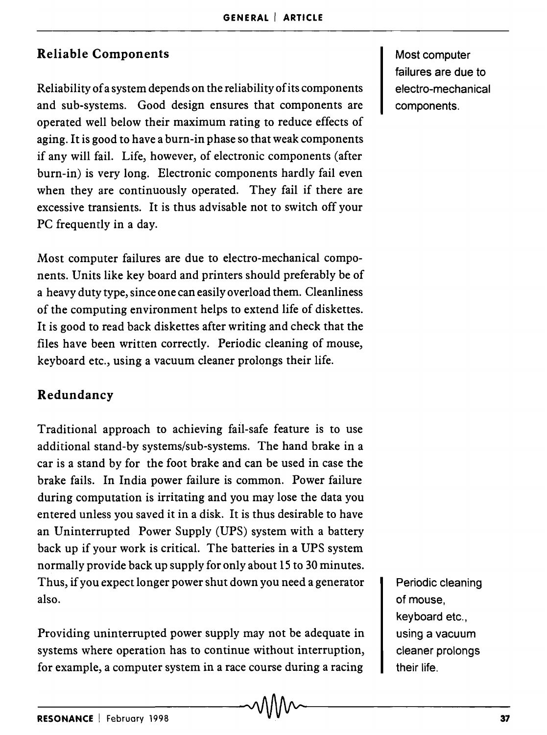## Reliable Components

Reliability of a system depends on the reliability of its components and sub-systems. Good design ensures that components are operated well below their maximum rating to reduce effects of aging. It is good to have a burn-in phase so that weak components if any will fail. Life, however, of electronic components (after burn-in) is very long. Electronic components hardly fail even when they are continuously operated. They fail if there are excessive transients. It is thus advisable not to switch off your PC frequently in a day.

Most computer failures are due to electro-mechanical components.

Most computer failures are due to electro-mechanical components. Units like key board and printers should preferably be of a heavy duty type, since one can easily overload them. Cleanliness of the computing environment helps to extend life of diskettes. It is good to read back diskettes after writing and check that the files have been written correctly. Periodic cleaning of mouse, keyboard etc., using a vacuum cleaner prolongs their life.

## Redundancy

Traditional approach to achieving fail-safe feature is to use additional stand-by systems/sub-systems. The hand brake in a car is a stand by for the foot brake and can be used in case the brake fails. In India power failure is common. Power failure during computation is irritating and you may lose the data you entered unless you saved it in a disk. It is thus desirable to have an Uninterrupted Power Supply (UPS) system with a battery back up if your work is critical. The batteries in a UPS system normally provide back up supply for only about 15 to 30 minutes. Thus, if you expect longer power shut down you need a generator also.

Periodic cleaning of mouse, keyboard etc., using a vacuum cleaner prolongs their life.

Providing uninterrupted power supply may not be adequate in systems where operation has to continue without interruption, for example, a computer system in a race course during a racing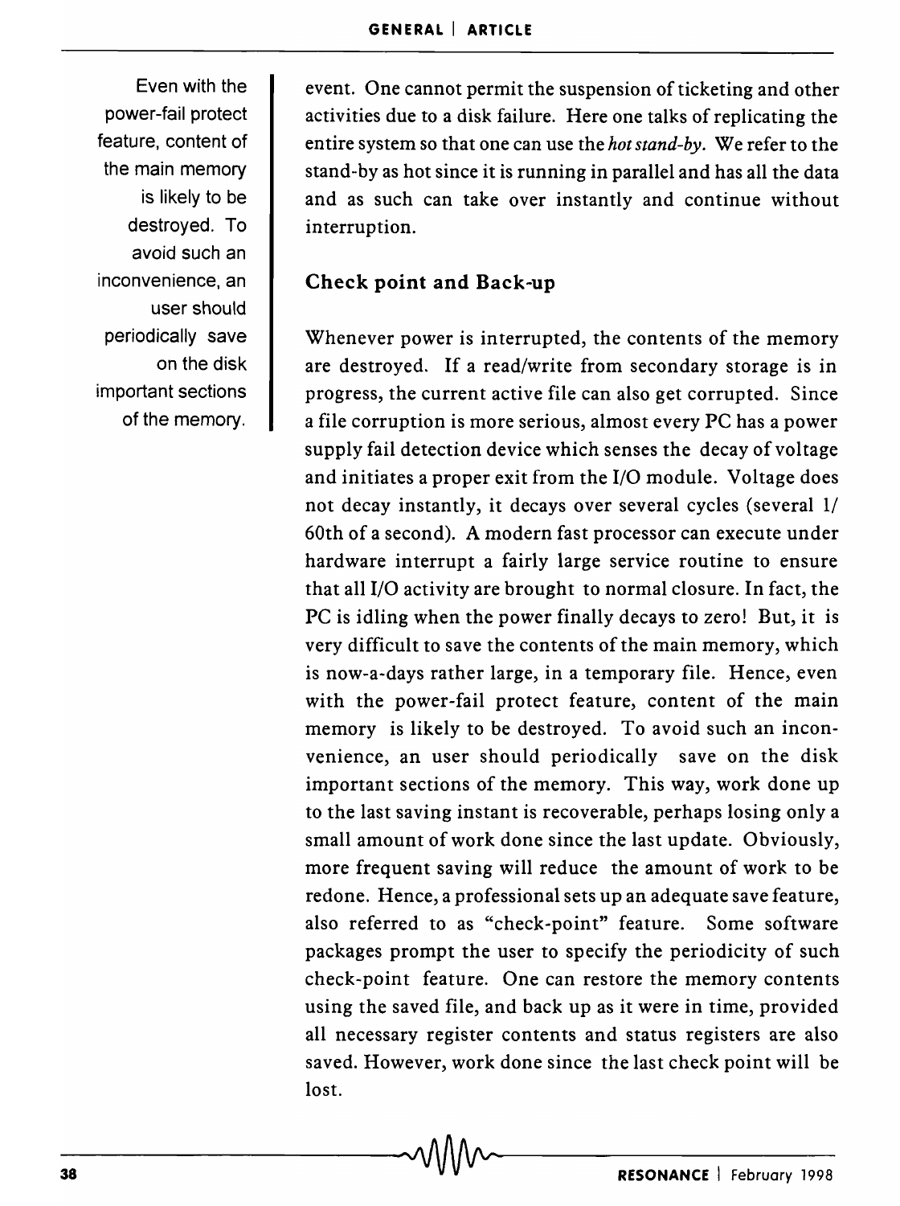event. One cannot permit the suspension of ticketing and other activities due to a disk failure. Here one talks of replicating the entire system so that one can use the *hot stand-by*. We refer to the stand-by as hot since it is running in parallel and has all the data and as such can take over instantly and continue without interruption.

Even with the power-fail protect feature, content of the main memory is likely to be destroyed. To avoid such an inconvenience, an user should periodically save on the disk important sections of the memory.

## Check point and Back-up

Whenever power is interrupted, the contents of the memory are destroyed. If a read/write from secondary storage is in progress, the current active file can also get corrupted. Since a file corruption is more serious, almost every PC has a power supply fail detection device which senses the decay of voltage and initiates a proper exit from the I/O module. Voltage does not decay instantly, it decays over several cycles (several 1/60th of a second). A modern fast processor can execute under hardware interrupt a fairly large service routine to ensure that all I/O activity are brought to normal closure. In fact, the PC is idling when the power finally decays to zero! But, it is very difficult to save the contents of the main memory, which is now-a-days rather large, in a temporary file. Hence, even with the power-fail protect feature, content of the main memory is likely to be destroyed. To avoid such an inconvenience, an user should periodically save on the disk important sections of the memory. This way, work done up to the last saving instant is recoverable, perhaps losing only a small amount of work done since the last update. Obviously, more frequent saving will reduce the amount of work to be redone. Hence, a professional sets up an adequate save feature, also referred to as "check-point" feature. Some software packages prompt the user to specify the periodicity of such check-point feature. One can restore the memory contents using the saved file, and back up as it were in time, provided all necessary register contents and status registers are also saved. However, work done since the last check point will be lost.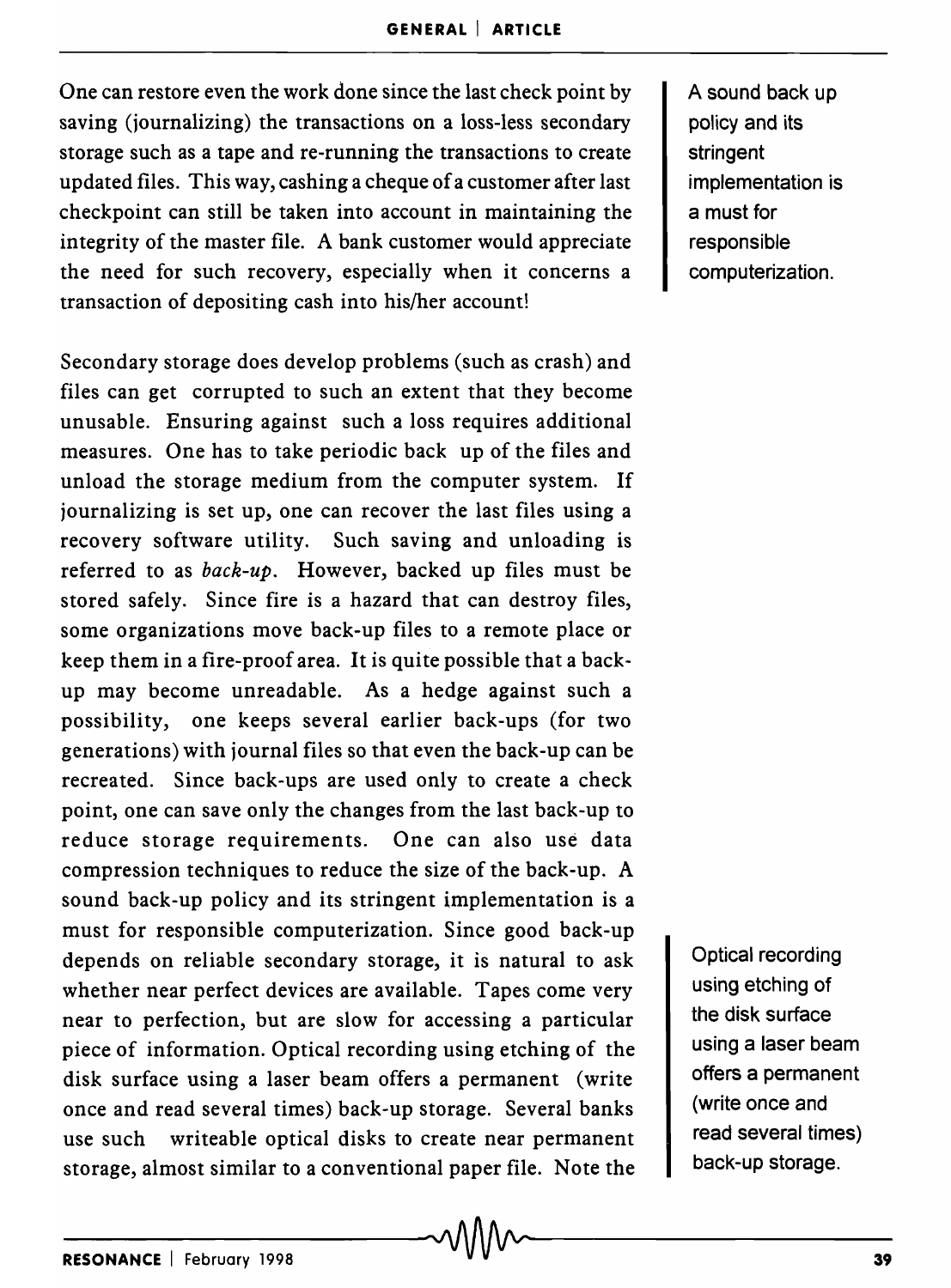One can restore even the work done since the last check point by saving (journalizing) the transactions on a loss-less secondary storage such as a tape and re-running the transactions to create updated files. This way, cashing a cheque of a customer after last checkpoint can still be taken into account in maintaining the integrity of the master file. A bank customer would appreciate the need for such recovery, especially when it concerns a transaction of depositing cash into his/her account!

A sound back up policy and its stringent implementation is a must for responsible computerization.

Secondary storage does develop problems (such as crash) and files can get corrupted to such an extent that they become unusable. Ensuring against such a loss requires additional measures. One has to take periodic back up of the files and unload the storage medium from the computer system. If journalizing is set up, one can recover the last files using a recovery software utility. Such saving and unloading is referred to as *back-up*. However, backed up files must be stored safely. Since fire is a hazard that can destroy files, some organizations move back-up files to a remote place or keep them in a fire-proof area. It is quite possible that a back-up may become unreadable. As a hedge against such a possibility, one keeps several earlier back-ups (for two generations) with journal files so that even the back-up can be recreated. Since back-ups are used only to create a check point, one can save only the changes from the last back-up to reduce storage requirements. One can also use data compression techniques to reduce the size of the back-up. A sound back-up policy and its stringent implementation is a must for responsible computerization. Since good back-up depends on reliable secondary storage, it is natural to ask whether near perfect devices are available. Tapes come very near to perfection, but are slow for accessing a particular piece of information. Optical recording using etching of the disk surface using a laser beam offers a permanent (write once and read several times) back-up storage. Several banks use such writeable optical disks to create near permanent storage, almost similar to a conventional paper file. Note the

Optical recording using etching of the disk surface using a laser beam offers a permanent (write once and read several times) back-up storage.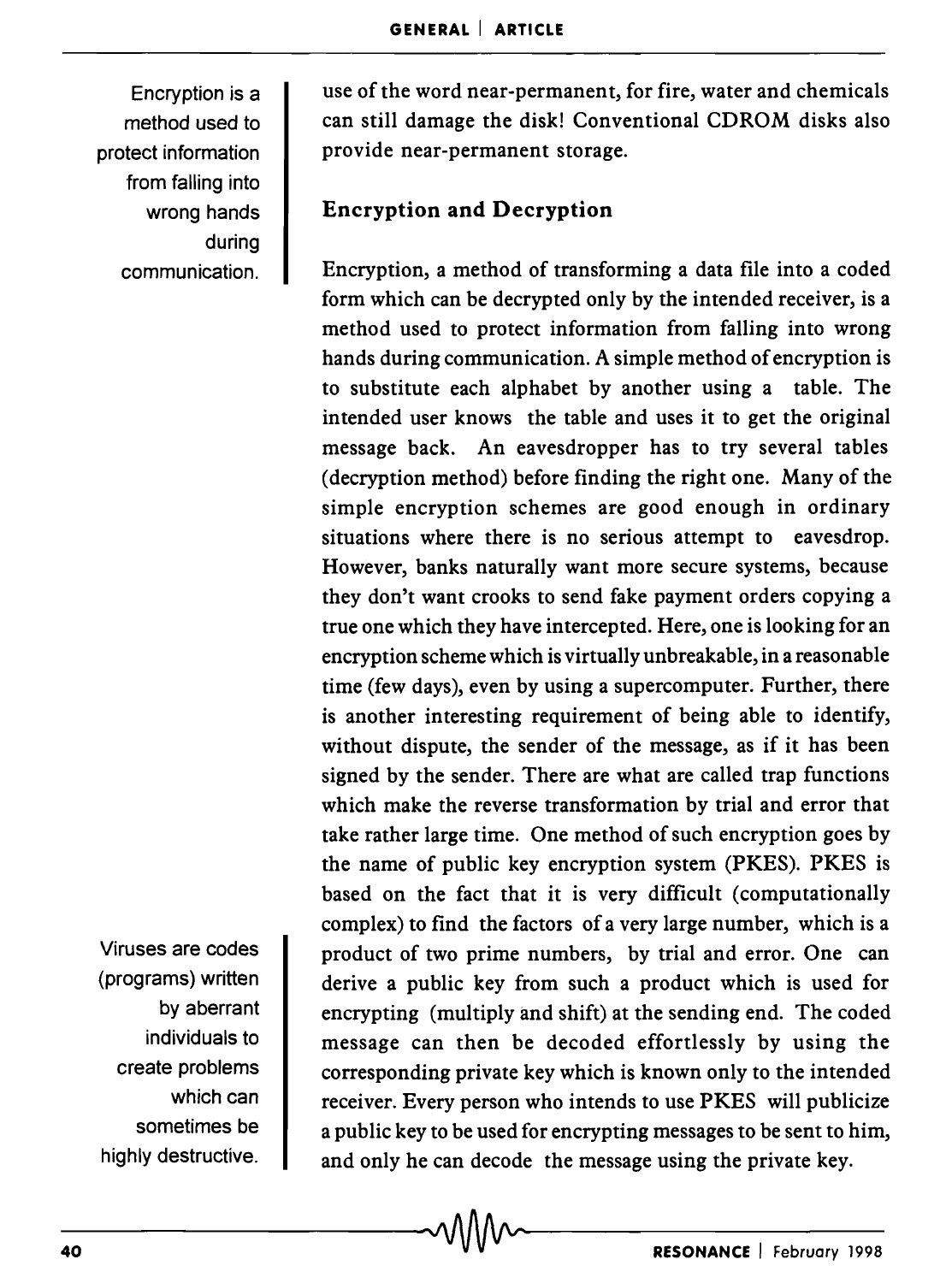use of the word near-permanent, for fire, water and chemicals can still damage the disk! Conventional CDROM disks also provide near-permanent storage.

> Encryption is a method used to protect information from falling into wrong hands during communication.

## Encryption and Decryption

Encryption, a method of transforming a data file into a coded form which can be decrypted only by the intended receiver, is a method used to protect information from falling into wrong hands during communication. A simple method of encryption is to substitute each alphabet by another using a table. The intended user knows the table and uses it to get the original message back. An eavesdropper has to try several tables (decryption method) before finding the right one. Many of the simple encryption schemes are good enough in ordinary situations where there is no serious attempt to eavesdrop. However, banks naturally want more secure systems, because they don't want crooks to send fake payment orders copying a true one which they have intercepted. Here, one is looking for an encryption scheme which is virtually unbreakable, in a reasonable time (few days), even by using a supercomputer. Further, there is another interesting requirement of being able to identify, without dispute, the sender of the message, as if it has been signed by the sender. There are what are called trap functions which make the reverse transformation by trial and error that take rather large time. One method of such encryption goes by the name of public key encryption system (PKES). PKES is based on the fact that it is very difficult (computationally complex) to find the factors of a very large number, which is a product of two prime numbers, by trial and error. One can derive a public key from such a product which is used for encrypting (multiply and shift) at the sending end. The coded message can then be decoded effortlessly by using the corresponding private key which is known only to the intended receiver. Every person who intends to use PKES will publicize a public key to be used for encrypting messages to be sent to him, and only he can decode the message using the private key.

> Viruses are codes (programs) written by aberrant individuals to create problems which can sometimes be highly destructive.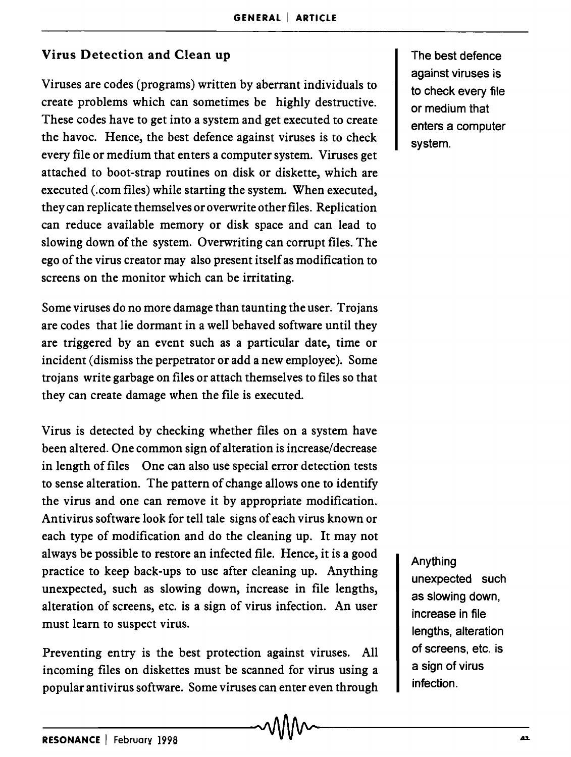### Virus Detection and Clean up

Viruses are codes (programs) written by aberrant individuals to create problems which can sometimes be highly destructive. These codes have to get into a system and get executed to create the havoc. Hence, the best defence against viruses is to check every file or medium that enters a computer system. Viruses get attached to boot-strap routines on disk or diskette, which are executed (.com files) while starting the system. When executed, they can replicate themselves or overwrite other files. Replication can reduce available memory or disk space and can lead to slowing down of the system. Overwriting can corrupt files. The ego of the virus creator may also present itself as modification to screens on the monitor which can be irritating.

The best defence against viruses is to check every file or medium that enters a computer system.

Some viruses do no more damage than taunting the user. Trojans are codes that lie dormant in a well behaved software until they are triggered by an event such as a particular date, time or incident (dismiss the perpetrator or add a new employee). Some trojans write garbage on files or attach themselves to files so that they can create damage when the file is executed.

Virus is detected by checking whether files on a system have been altered. One common sign of alteration is increase/decrease in length of files One can also use special error detection tests to sense alteration. The pattern of change allows one to identify the virus and one can remove it by appropriate modification. Antivirus software look for tell tale signs of each virus known or each type of modification and do the cleaning up. It may not always be possible to restore an infected file. Hence, it is a good practice to keep back-ups to use after cleaning up. Anything unexpected, such as slowing down, increase in file lengths, alteration of screens, etc. is a sign of virus infection. An user must learn to suspect virus.

Anything unexpected such as slowing down, increase in file lengths, alteration of screens, etc. is a sign of virus infection.

Preventing entry is the best protection against viruses. All incoming files on diskettes must be scanned for virus using a popular antivirus software. Some viruses can enter even through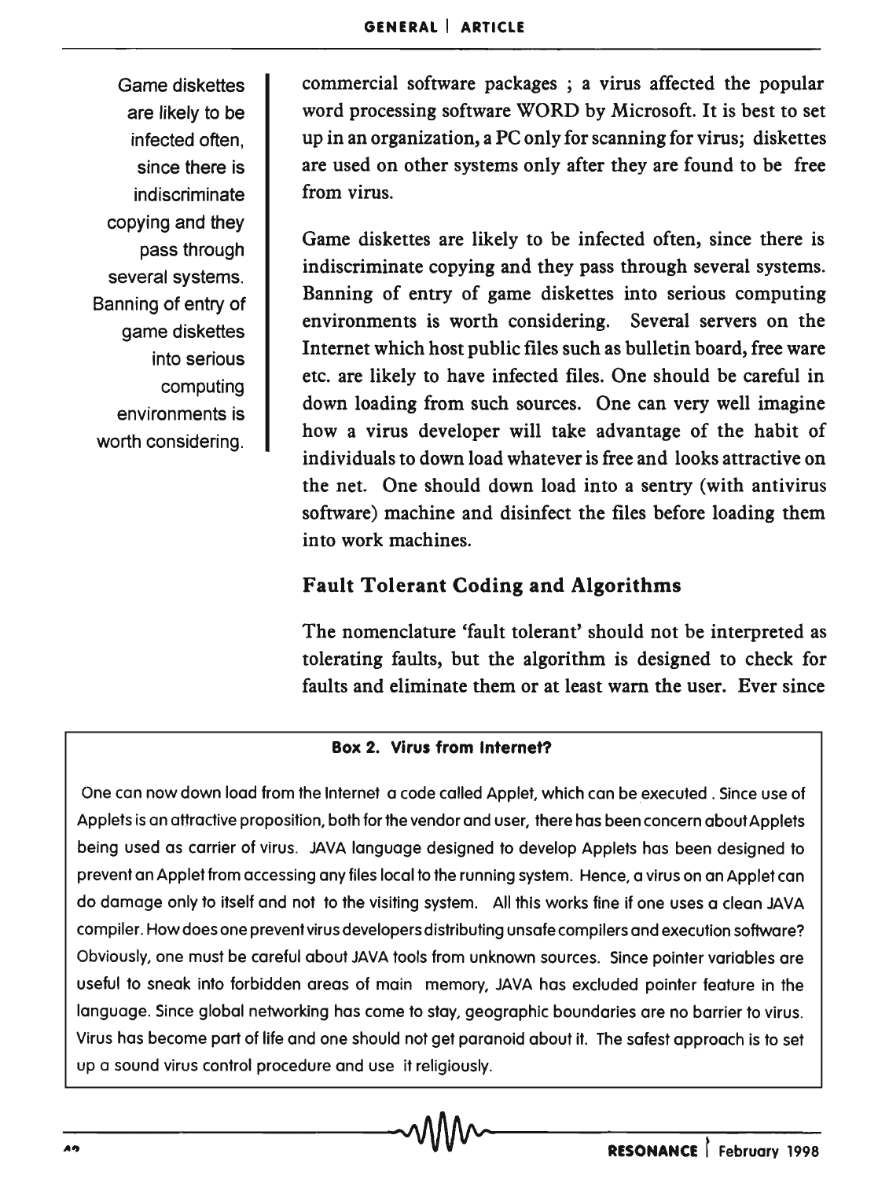commercial software packages ; a virus affected the popular word processing software WORD by Microsoft. It is best to set up in an organization, a PC only for scanning for virus; diskettes are used on other systems only after they are found to be free from virus.

Game diskettes are likely to be infected often, since there is indiscriminate copying and they pass through several systems. Banning of entry of game diskettes into serious computing environments is worth considering. Several servers on the Internet which host public files such as bulletin board, free ware etc. are likely to have infected files. One should be careful in down loading from such sources. One can very well imagine how a virus developer will take advantage of the habit of individuals to down load whatever is free and looks attractive on the net. One should down load into a sentry (with antivirus software) machine and disinfect the files before loading them into work machines.

> Game diskettes are likely to be infected often, since there is indiscriminate copying and they pass through several systems. Banning of entry of game diskettes into serious computing environments is worth considering.

## Fault Tolerant Coding and Algorithms

The nomenclature 'fault tolerant' should not be interpreted as tolerating faults, but the algorithm is designed to check for faults and eliminate them or at least warn the user. Ever since

**Box 2. Virus from Internet?**

One can now down load from the Internet a code called Applet, which can be executed. Since use of Applets is an attractive proposition, both for the vendor and user, there has been concern about Applets being used as carrier of virus. JAVA language designed to develop Applets has been designed to prevent an Applet from accessing any files local to the running system. Hence, a virus on an Applet can do damage only to itself and not to the visiting system. All this works fine if one uses a clean JAVA compiler. How does one prevent virus developers distributing unsafe compilers and execution software? Obviously, one must be careful about JAVA tools from unknown sources. Since pointer variables are useful to sneak into forbidden areas of main memory, JAVA has excluded pointer feature in the language. Since global networking has come to stay, geographic boundaries are no barrier to virus. Virus has become part of life and one should not get paranoid about it. The safest approach is to set up a sound virus control procedure and use it religiously.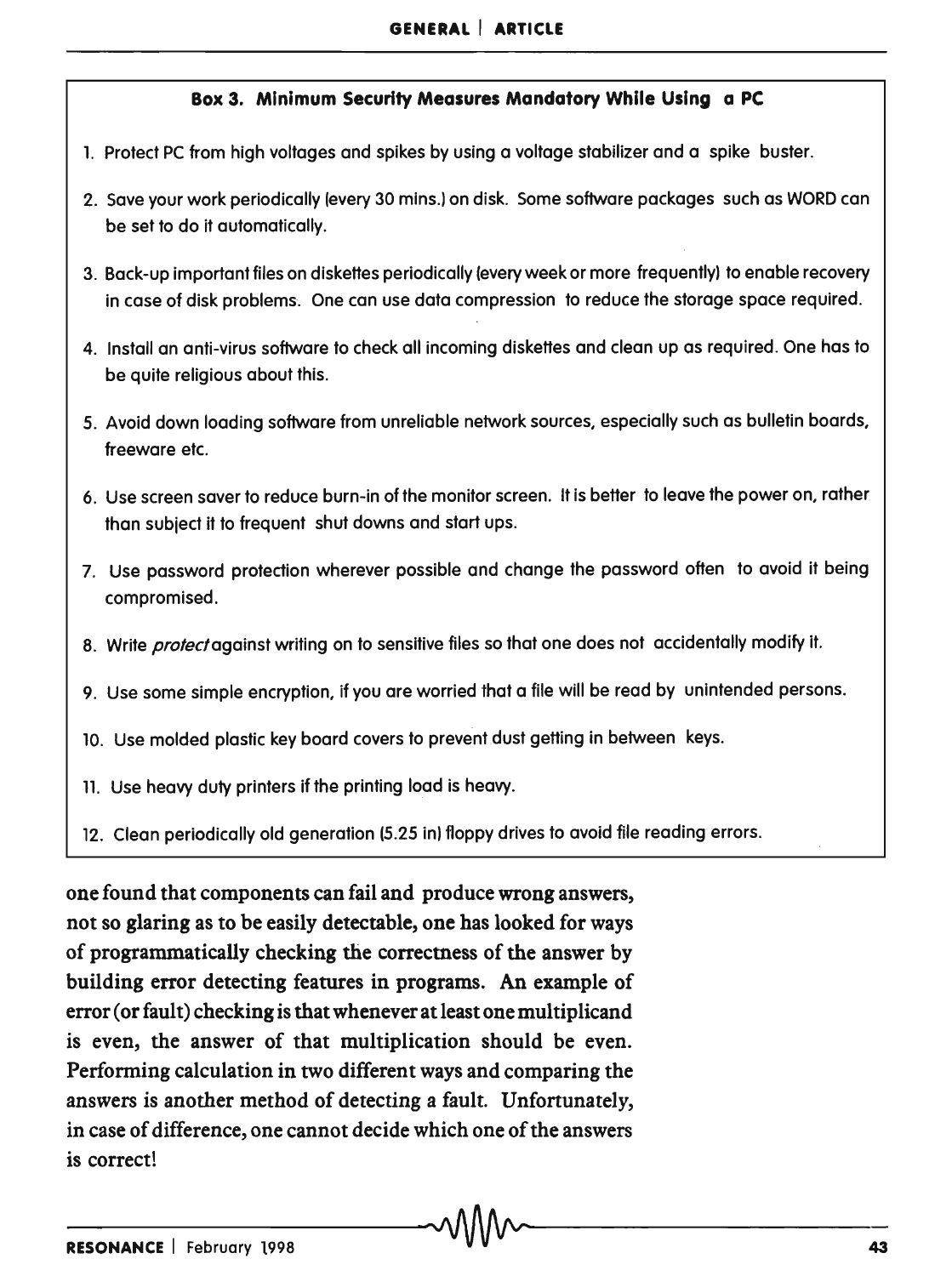**Box 3. Minimum Security Measures Mandatory While Using a PC**

1. Protect PC from high voltages and spikes by using a voltage stabilizer and a spike buster.
2. Save your work periodically (every 30 mins.) on disk. Some software packages such as WORD can be set to do it automatically.
3. Back-up important files on diskettes periodically (every week or more frequently) to enable recovery in case of disk problems. One can use data compression to reduce the storage space required.
4. Install an anti-virus software to check all incoming diskettes and clean up as required. One has to be quite religious about this.
5. Avoid down loading software from unreliable network sources, especially such as bulletin boards, freeware etc.
6. Use screen saver to reduce burn-in of the monitor screen. It is better to leave the power on, rather than subject it to frequent shut downs and start ups.
7. Use password protection wherever possible and change the password often to avoid it being compromised.
8. Write *protect* against writing on to sensitive files so that one does not accidentally modify it.
9. Use some simple encryption, if you are worried that a file will be read by unintended persons.
10. Use molded plastic key board covers to prevent dust getting in between keys.
11. Use heavy duty printers if the printing load is heavy.
12. Clean periodically old generation (5.25 in) floppy drives to avoid file reading errors.

one found that components can fail and produce wrong answers, not so glaring as to be easily detectable, one has looked for ways of programmatically checking the correctness of the answer by building error detecting features in programs. An example of error (or fault) checking is that whenever at least one multiplicand is even, the answer of that multiplication should be even. Performing calculation in two different ways and comparing the answers is another method of detecting a fault. Unfortunately, in case of difference, one cannot decide which one of the answers is correct!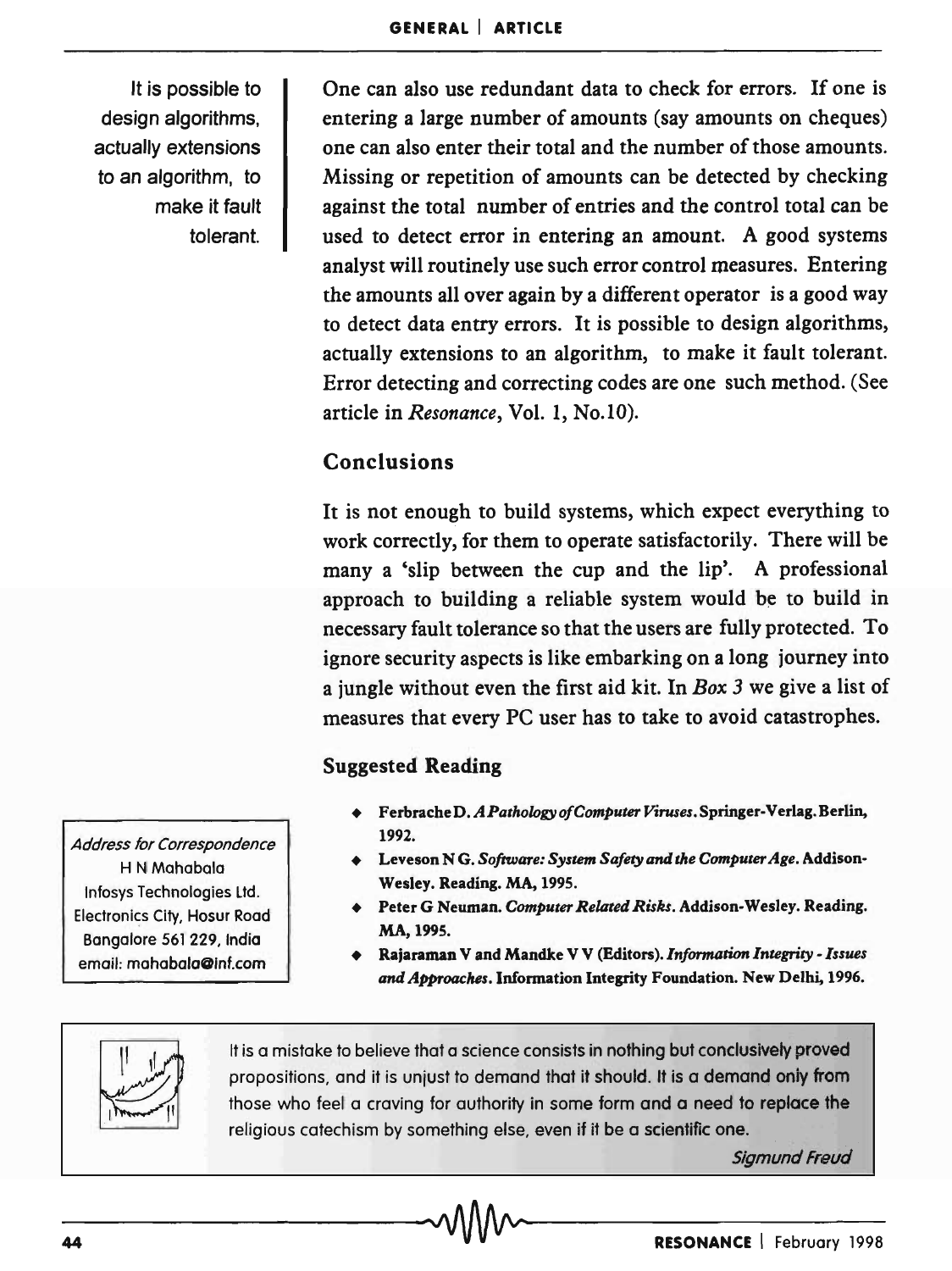It is possible to design algorithms, actually extensions to an algorithm, to make it fault tolerant.

One can also use redundant data to check for errors. If one is entering a large number of amounts (say amounts on cheques) one can also enter their total and the number of those amounts. Missing or repetition of amounts can be detected by checking against the total number of entries and the control total can be used to detect error in entering an amount. A good systems analyst will routinely use such error control measures. Entering the amounts all over again by a different operator is a good way to detect data entry errors. It is possible to design algorithms, actually extensions to an algorithm, to make it fault tolerant. Error detecting and correcting codes are one such method. (See article in *Resonance*, Vol. 1, No.10).

## Conclusions

It is not enough to build systems, which expect everything to work correctly, for them to operate satisfactorily. There will be many a 'slip between the cup and the lip'. A professional approach to building a reliable system would be to build in necessary fault tolerance so that the users are fully protected. To ignore security aspects is like embarking on a long journey into a jungle without even the first aid kit. In *Box 3* we give a list of measures that every PC user has to take to avoid catastrophes.

## Suggested Reading

- **Ferbrache D. *A Pathology of Computer Viruses*. Springer-Verlag. Berlin, 1992.**
- **Leveson N G. *Software: System Safety and the Computer Age*. Addison-Wesley. Reading. MA, 1995.**
- **Peter G Neuman. *Computer Related Risks*. Addison-Wesley. Reading. MA, 1995.**
- **Rajaraman V and Mandke V V (Editors). *Information Integrity - Issues and Approaches*. Information Integrity Foundation. New Delhi, 1996.**

*Address for Correspondence*
H N Mahabala
Infosys Technologies Ltd.
Electronics City, Hosur Road
Bangalore 561 229, India
email: mahabala@inf.com

It is a mistake to believe that a science consists in nothing but conclusively proved propositions, and it is unjust to demand that it should. It is a demand only from those who feel a craving for authority in some form and a need to replace the religious catechism by something else, even if it be a scientific one.

*Sigmund Freud*